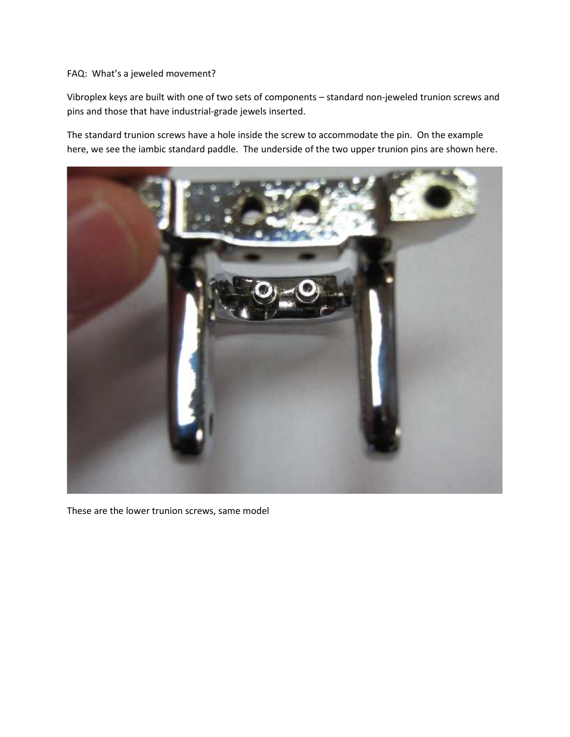FAQ: What's a jeweled movement?

Vibroplex keys are built with one of two sets of components – standard non-jeweled trunion screws and pins and those that have industrial-grade jewels inserted.

The standard trunion screws have a hole inside the screw to accommodate the pin. On the example here, we see the iambic standard paddle. The underside of the two upper trunion pins are shown here.

These are the lower trunion screws, same model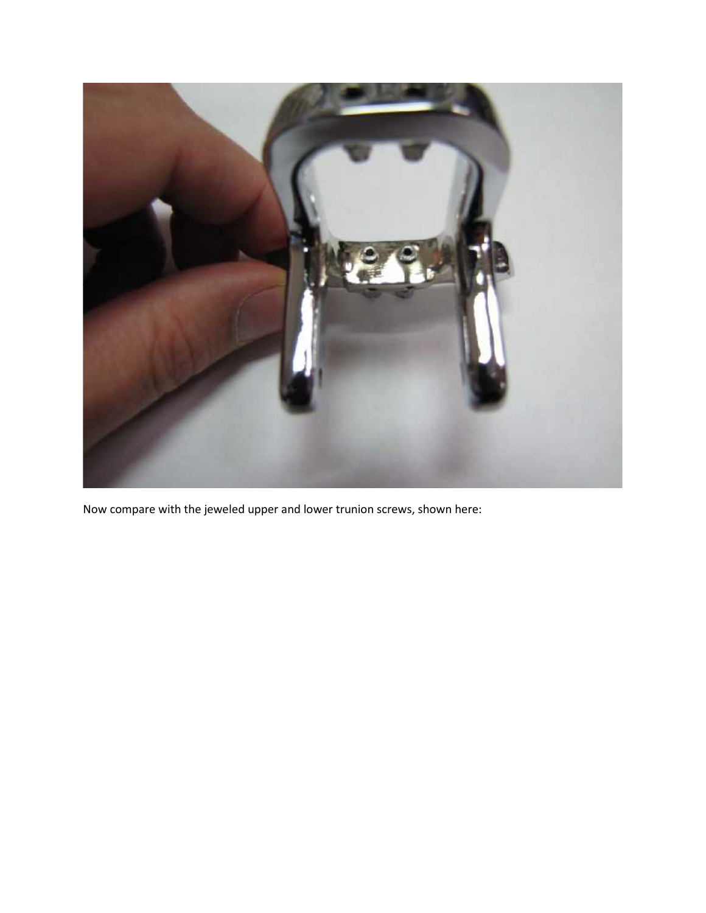Now compare with the jeweled upper and lower trunion screws, shown here: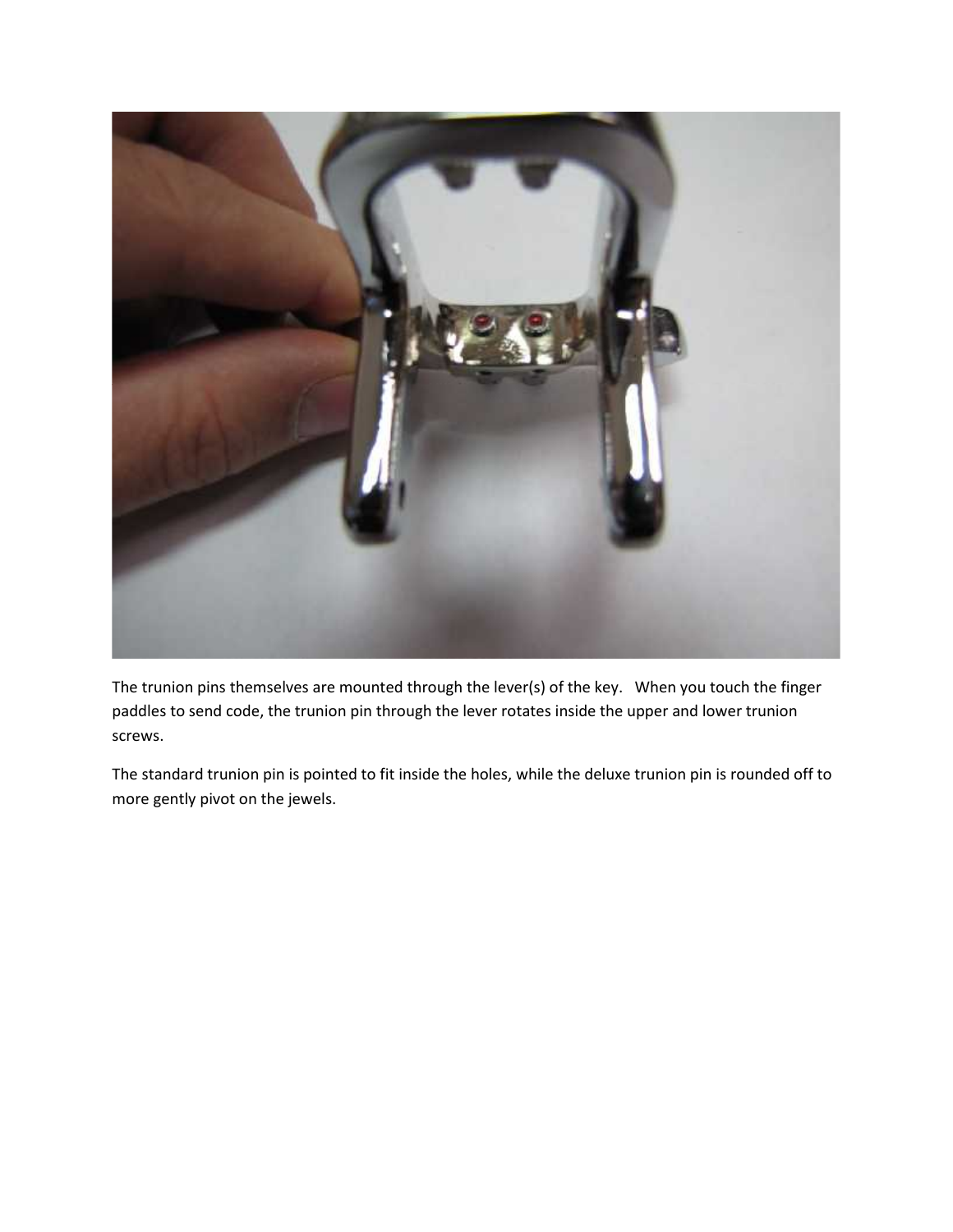The trunion pins themselves are mounted through the lever(s) of the key. When you touch the finger paddles to send code, the trunion pin through the lever rotates inside the upper and lower trunion screws.

The standard trunion pin is pointed to fit inside the holes, while the deluxe trunion pin is rounded off to more gently pivot on the jewels.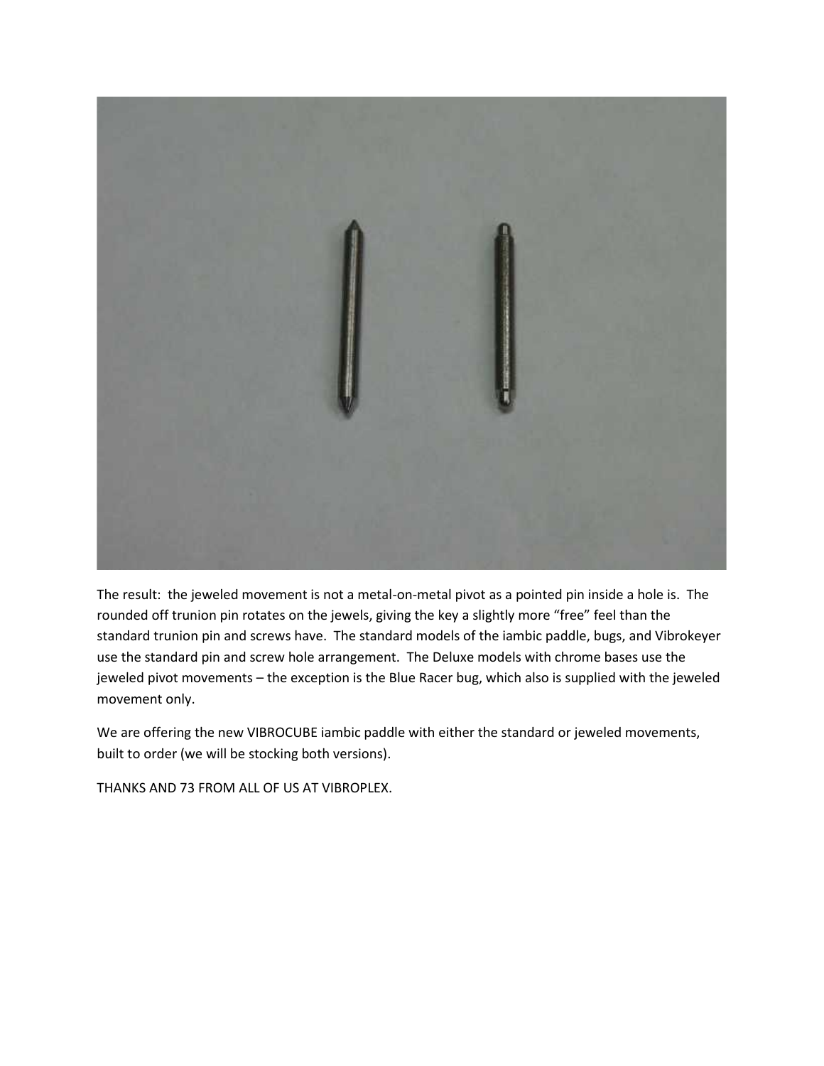The result: the jeweled movement is not a metal-on-metal pivot as a pointed pin inside a hole is. The rounded off trunion pin rotates on the jewels, giving the key a slightly more "free" feel than the standard trunion pin and screws have. The standard models of the iambic paddle, bugs, and Vibrokeyer use the standard pin and screw hole arrangement. The Deluxe models with chrome bases use the jeweled pivot movements – the exception is the Blue Racer bug, which also is supplied with the jeweled movement only.

We are offering the new VIBROCUBE iambic paddle with either the standard or jeweled movements, built to order (we will be stocking both versions).

THANKS AND 73 FROM ALL OF US AT VIBROPLEX.